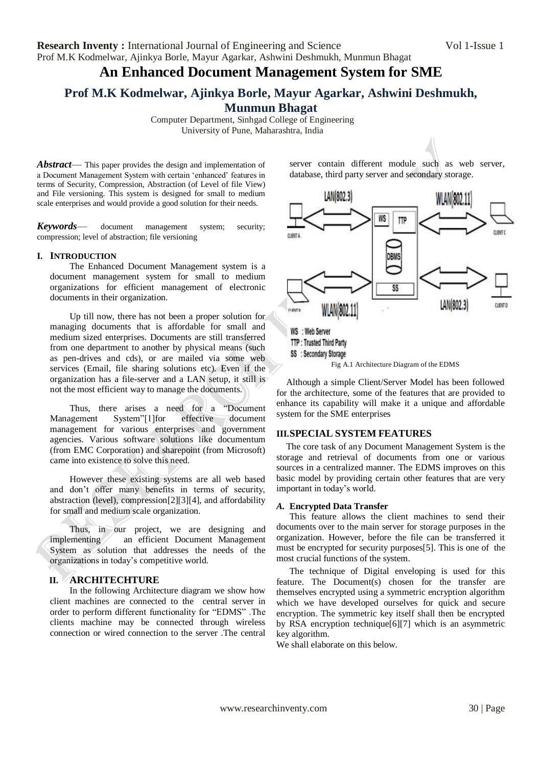# An Enhanced Document Management System for SME

## Prof M.K Kodmelwar, Ajinkya Borle, Mayur Agarkar, Ashwini Deshmukh, Munmun Bhagat

Computer Department, Sinhgad College of Engineering
University of Pune, Maharashtra, India

***Abstract***— This paper provides the design and implementation of a Document Management System with certain 'enhanced' features in terms of Security, Compression, Abstraction (of Level of file View) and File versioning. This system is designed for small to medium scale enterprises and would provide a good solution for their needs.

***Keywords***— document management system; security; compression; level of abstraction; file versioning

### I. INTRODUCTION

The Enhanced Document Management system is a document management system for small to medium organizations for efficient management of electronic documents in their organization.

Up till now, there has not been a proper solution for managing documents that is affordable for small and medium sized enterprises. Documents are still transferred from one department to another by physical means (such as pen-drives and cds), or are mailed via some web services (Email, file sharing solutions etc). Even if the organization has a file-server and a LAN setup, it still is not the most efficient way to manage the documents.

Thus, there arises a need for a "Document Management System"[1]for effective document management for various enterprises and government agencies. Various software solutions like documentum (from EMC Corporation) and sharepoint (from Microsoft) came into existence to solve this need.

However these existing systems are all web based and don't offer many benefits in terms of security, abstraction (level), compression[2][3][4], and affordability for small and medium scale organization.

Thus, in our project, we are designing and implementing an efficient Document Management System as solution that addresses the needs of the organizations in today's competitive world.

### II. ARCHITECHTURE

In the following Architecture diagram we show how client machines are connected to the central server in order to perform different functionality for "EDMS" .The clients machine may be connected through wireless connection or wired connection to the server .The central server contain different module such as web server, database, third party server and secondary storage.

WS : Web Server
TTP : Trusted Third Party
SS : Secondary Storage

Fig A.1 Architecture Diagram of the EDMS

Although a simple Client/Server Model has been followed for the architecture, some of the features that are provided to enhance its capability will make it a unique and affordable system for the SME enterprises

### III. SPECIAL SYSTEM FEATURES

The core task of any Document Management System is the storage and retrieval of documents from one or various sources in a centralized manner. The EDMS improves on this basic model by providing certain other features that are very important in today's world.

#### *A.* Encrypted Data Transfer

This feature allows the client machines to send their documents over to the main server for storage purposes in the organization. However, before the file can be transferred it must be encrypted for security purposes[5]. This is one of the most crucial functions of the system.

The technique of Digital enveloping is used for this feature. The Document(s) chosen for the transfer are themselves encrypted using a symmetric encryption algorithm which we have developed ourselves for quick and secure encryption. The symmetric key itself shall then be encrypted by RSA encryption technique[6][7] which is an asymmetric key algorithm.

We shall elaborate on this below.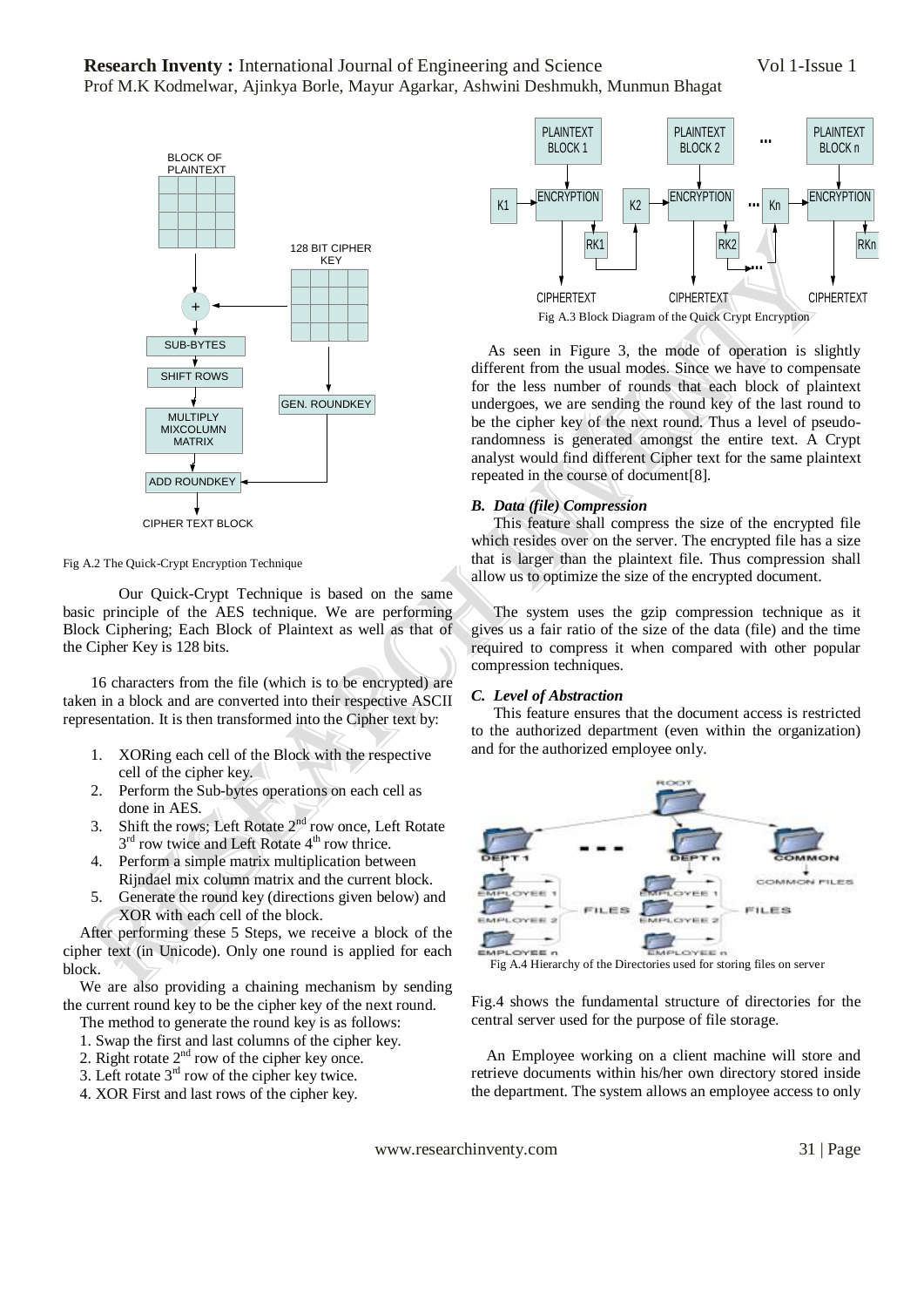Fig A.2 The Quick-Crypt Encryption Technique

Our Quick-Crypt Technique is based on the same basic principle of the AES technique. We are performing Block Ciphering; Each Block of Plaintext as well as that of the Cipher Key is 128 bits.

16 characters from the file (which is to be encrypted) are taken in a block and are converted into their respective ASCII representation. It is then transformed into the Cipher text by:

1. XORing each cell of the Block with the respective cell of the cipher key.
2. Perform the Sub-bytes operations on each cell as done in AES.
3. Shift the rows; Left Rotate 2nd row once, Left Rotate 3rd row twice and Left Rotate 4th row thrice.
4. Perform a simple matrix multiplication between Rijndael mix column matrix and the current block.
5. Generate the round key (directions given below) and XOR with each cell of the block.

After performing these 5 Steps, we receive a block of the cipher text (in Unicode). Only one round is applied for each block.

We are also providing a chaining mechanism by sending the current round key to be the cipher key of the next round.

The method to generate the round key is as follows:

1. Swap the first and last columns of the cipher key.
2. Right rotate 2nd row of the cipher key once.
3. Left rotate 3rd row of the cipher key twice.
4. XOR First and last rows of the cipher key.

Fig A.3 Block Diagram of the Quick Crypt Encryption

As seen in Figure 3, the mode of operation is slightly different from the usual modes. Since we have to compensate for the less number of rounds that each block of plaintext undergoes, we are sending the round key of the last round to be the cipher key of the next round. Thus a level of pseudo-randomness is generated amongst the entire text. A Crypt analyst would find different Cipher text for the same plaintext repeated in the course of document[8].

### *B. Data (file) Compression*

This feature shall compress the size of the encrypted file which resides over on the server. The encrypted file has a size that is larger than the plaintext file. Thus compression shall allow us to optimize the size of the encrypted document.

The system uses the gzip compression technique as it gives us a fair ratio of the size of the data (file) and the time required to compress it when compared with other popular compression techniques.

### *C. Level of Abstraction*

This feature ensures that the document access is restricted to the authorized department (even within the organization) and for the authorized employee only.

Fig A.4 Hierarchy of the Directories used for storing files on server

Fig.4 shows the fundamental structure of directories for the central server used for the purpose of file storage.

An Employee working on a client machine will store and retrieve documents within his/her own directory stored inside the department. The system allows an employee access to only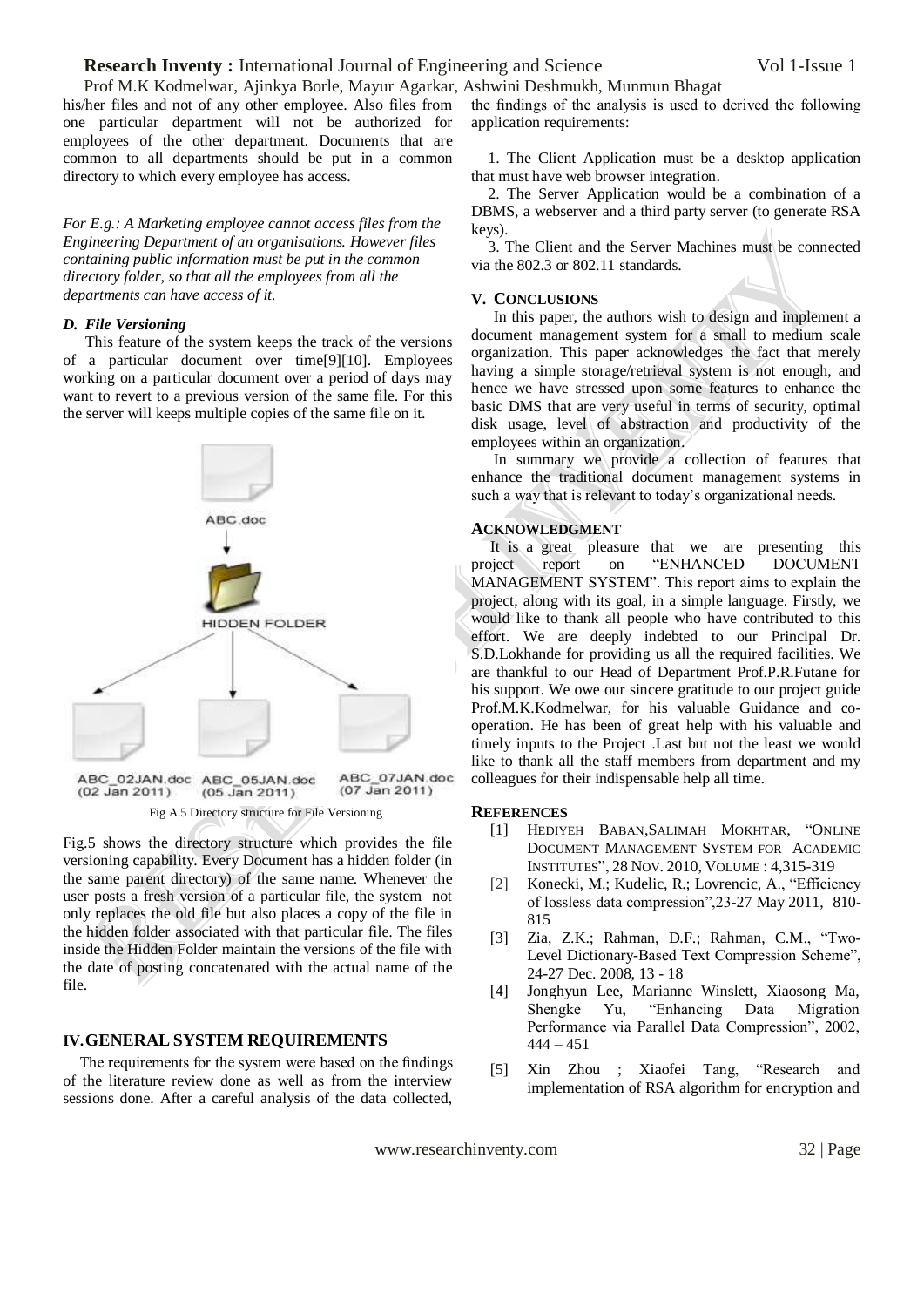his/her files and not of any other employee. Also files from one particular department will not be authorized for employees of the other department. Documents that are common to all departments should be put in a common directory to which every employee has access.

*For E.g.: A Marketing employee cannot access files from the Engineering Department of an organisations. However files containing public information must be put in the common directory folder, so that all the employees from all the departments can have access of it.*

### *D. File Versioning*

This feature of the system keeps the track of the versions of a particular document over time[9][10]. Employees working on a particular document over a period of days may want to revert to a previous version of the same file. For this the server will keeps multiple copies of the same file on it.

Fig A.5 Directory structure for File Versioning

Fig.5 shows the directory structure which provides the file versioning capability. Every Document has a hidden folder (in the same parent directory) of the same name. Whenever the user posts a fresh version of a particular file, the system not only replaces the old file but also places a copy of the file in the hidden folder associated with that particular file. The files inside the Hidden Folder maintain the versions of the file with the date of posting concatenated with the actual name of the file.

## IV. GENERAL SYSTEM REQUIREMENTS

The requirements for the system were based on the findings of the literature review done as well as from the interview sessions done. After a careful analysis of the data collected, the findings of the analysis is used to derived the following application requirements:

1. The Client Application must be a desktop application that must have web browser integration.
2. The Server Application would be a combination of a DBMS, a webserver and a third party server (to generate RSA keys).
3. The Client and the Server Machines must be connected via the 802.3 or 802.11 standards.

## V. CONCLUSIONS

In this paper, the authors wish to design and implement a document management system for a small to medium scale organization. This paper acknowledges the fact that merely having a simple storage/retrieval system is not enough, and hence we have stressed upon some features to enhance the basic DMS that are very useful in terms of security, optimal disk usage, level of abstraction and productivity of the employees within an organization.

In summary we provide a collection of features that enhance the traditional document management systems in such a way that is relevant to today's organizational needs.

## ACKNOWLEDGMENT

It is a great pleasure that we are presenting this project report on "ENHANCED DOCUMENT MANAGEMENT SYSTEM". This report aims to explain the project, along with its goal, in a simple language. Firstly, we would like to thank all people who have contributed to this effort. We are deeply indebted to our Principal Dr. S.D.Lokhande for providing us all the required facilities. We are thankful to our Head of Department Prof.P.R.Futane for his support. We owe our sincere gratitude to our project guide Prof.M.K.Kodmelwar, for his valuable Guidance and co-operation. He has been of great help with his valuable and timely inputs to the Project .Last but not the least we would like to thank all the staff members from department and my colleagues for their indispensable help all time.

## REFERENCES

[1] Hediyeh Baban,Salimah Mokhtar, "Online Document Management System for Academic Institutes", 28 Nov. 2010, Volume : 4,315-319

[2] Konecki, M.; Kudelic, R.; Lovrencic, A., "Efficiency of lossless data compression",23-27 May 2011, 810-815

[3] Zia, Z.K.; Rahman, D.F.; Rahman, C.M., "Two-Level Dictionary-Based Text Compression Scheme", 24-27 Dec. 2008, 13 - 18

[4] Jonghyun Lee, Marianne Winslett, Xiaosong Ma, Shengke Yu, "Enhancing Data Migration Performance via Parallel Data Compression", 2002, 444 – 451

[5] Xin Zhou ; Xiaofei Tang, "Research and implementation of RSA algorithm for encryption and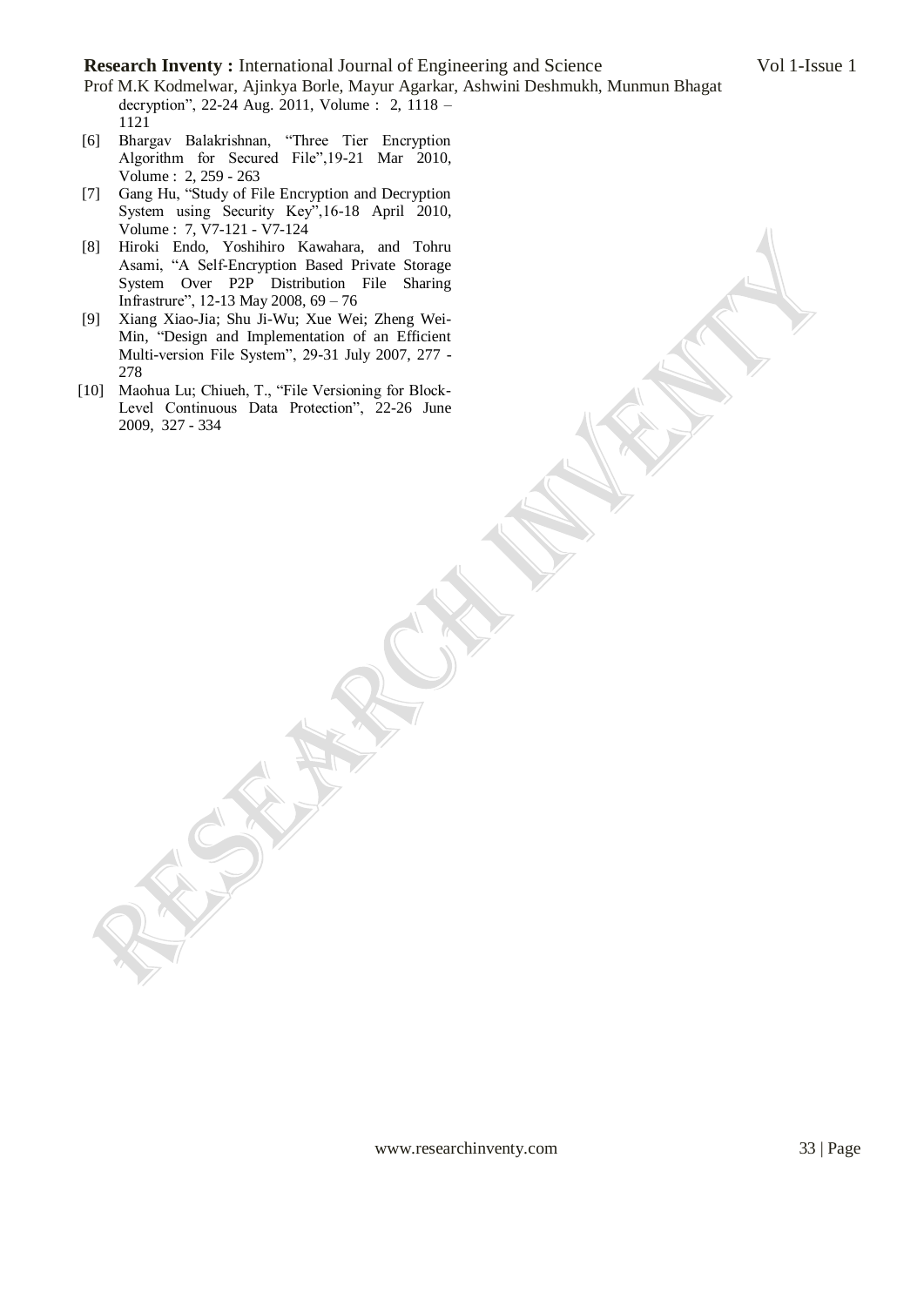decryption", 22-24 Aug. 2011, Volume : 2, 1118 – 1121

[6] Bhargav Balakrishnan, "Three Tier Encryption Algorithm for Secured File",19-21 Mar 2010, Volume : 2, 259 - 263

[7] Gang Hu, "Study of File Encryption and Decryption System using Security Key",16-18 April 2010, Volume : 7, V7-121 - V7-124

[8] Hiroki Endo, Yoshihiro Kawahara, and Tohru Asami, "A Self-Encryption Based Private Storage System Over P2P Distribution File Sharing Infrastrure", 12-13 May 2008, 69 – 76

[9] Xiang Xiao-Jia; Shu Ji-Wu; Xue Wei; Zheng Wei-Min, "Design and Implementation of an Efficient Multi-version File System", 29-31 July 2007, 277 - 278

[10] Maohua Lu; Chiueh, T., "File Versioning for Block-Level Continuous Data Protection", 22-26 June 2009, 327 - 334